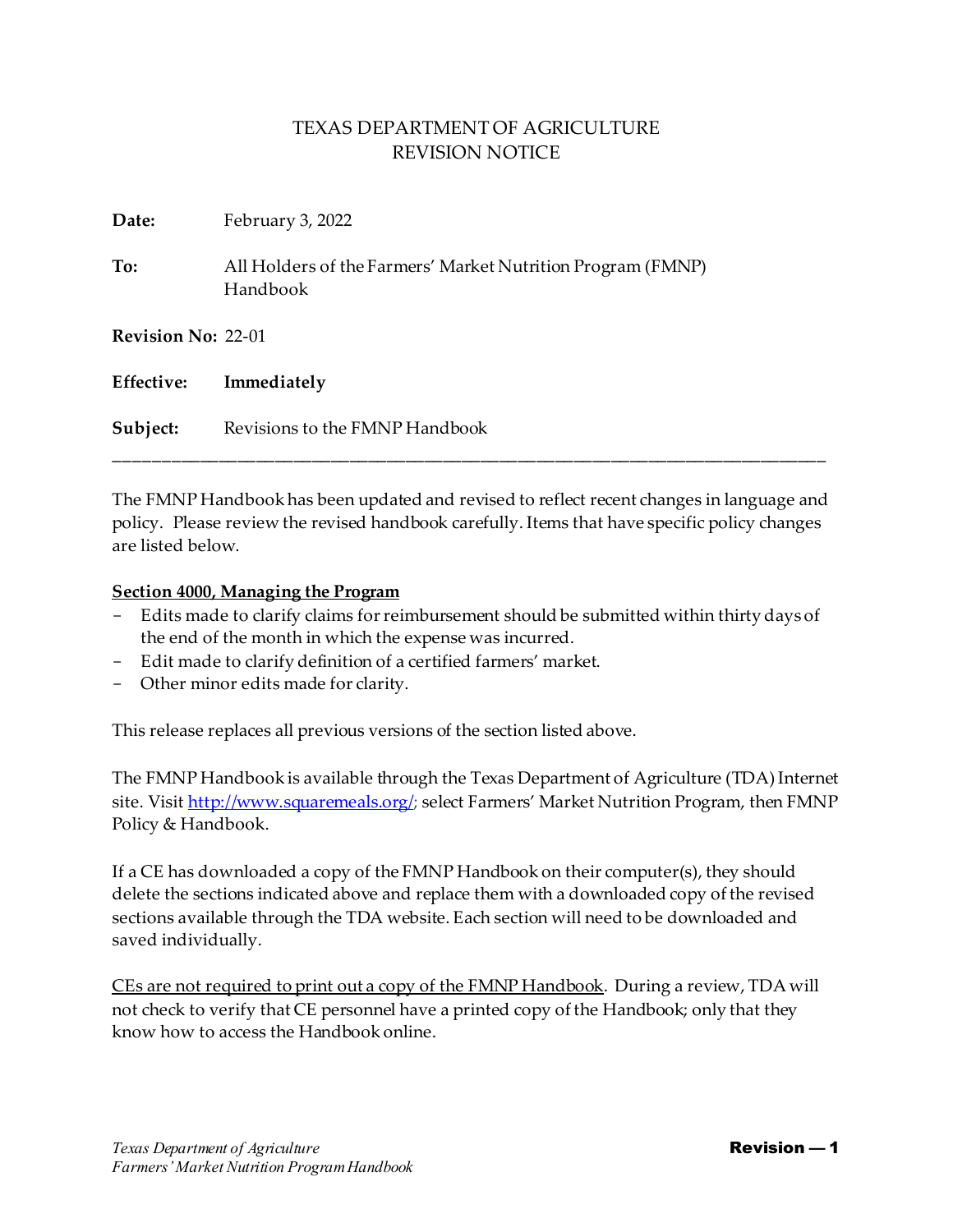# TEXAS DEPARTMENT OF AGRICULTURE
# REVISION NOTICE

**Date:** February 3, 2022

**To:** All Holders of the Farmers' Market Nutrition Program (FMNP) Handbook

**Revision No:** 22-01

**Effective:** **Immediately**

**Subject:** Revisions to the FMNP Handbook

---

The FMNP Handbook has been updated and revised to reflect recent changes in language and policy. Please review the revised handbook carefully. Items that have specific policy changes are listed below.

**Section 4000, Managing the Program**

- Edits made to clarify claims for reimbursement should be submitted within thirty days of the end of the month in which the expense was incurred.
- Edit made to clarify definition of a certified farmers' market.
- Other minor edits made for clarity.

This release replaces all previous versions of the section listed above.

The FMNP Handbook is available through the Texas Department of Agriculture (TDA) Internet site. Visit [http://www.squaremeals.org/](http://www.squaremeals.org/); select Farmers' Market Nutrition Program, then FMNP Policy & Handbook.

If a CE has downloaded a copy of the FMNP Handbook on their computer(s), they should delete the sections indicated above and replace them with a downloaded copy of the revised sections available through the TDA website. Each section will need to be downloaded and saved individually.

CEs are not required to print out a copy of the FMNP Handbook. During a review, TDA will not check to verify that CE personnel have a printed copy of the Handbook; only that they know how to access the Handbook online.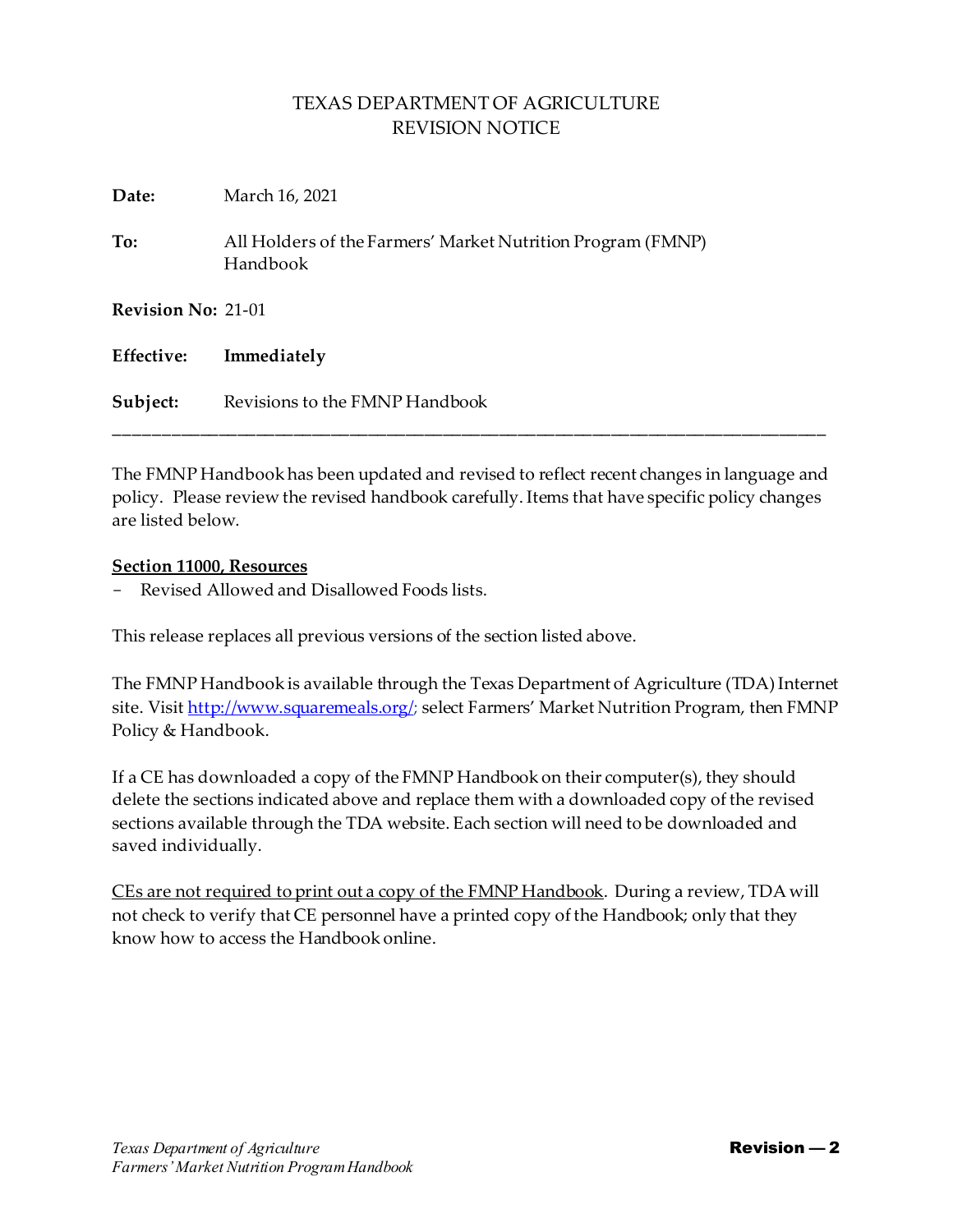# TEXAS DEPARTMENT OF AGRICULTURE
# REVISION NOTICE

**Date:** March 16, 2021

**To:** All Holders of the Farmers' Market Nutrition Program (FMNP) Handbook

**Revision No:** 21-01

**Effective:** **Immediately**

**Subject:** Revisions to the FMNP Handbook

---

The FMNP Handbook has been updated and revised to reflect recent changes in language and policy. Please review the revised handbook carefully. Items that have specific policy changes are listed below.

**Section 11000, Resources**

- Revised Allowed and Disallowed Foods lists.

This release replaces all previous versions of the section listed above.

The FMNP Handbook is available through the Texas Department of Agriculture (TDA) Internet site. Visit [http://www.squaremeals.org/](http://www.squaremeals.org/); select Farmers' Market Nutrition Program, then FMNP Policy & Handbook.

If a CE has downloaded a copy of the FMNP Handbook on their computer(s), they should delete the sections indicated above and replace them with a downloaded copy of the revised sections available through the TDA website. Each section will need to be downloaded and saved individually.

CEs are not required to print out a copy of the FMNP Handbook. During a review, TDA will not check to verify that CE personnel have a printed copy of the Handbook; only that they know how to access the Handbook online.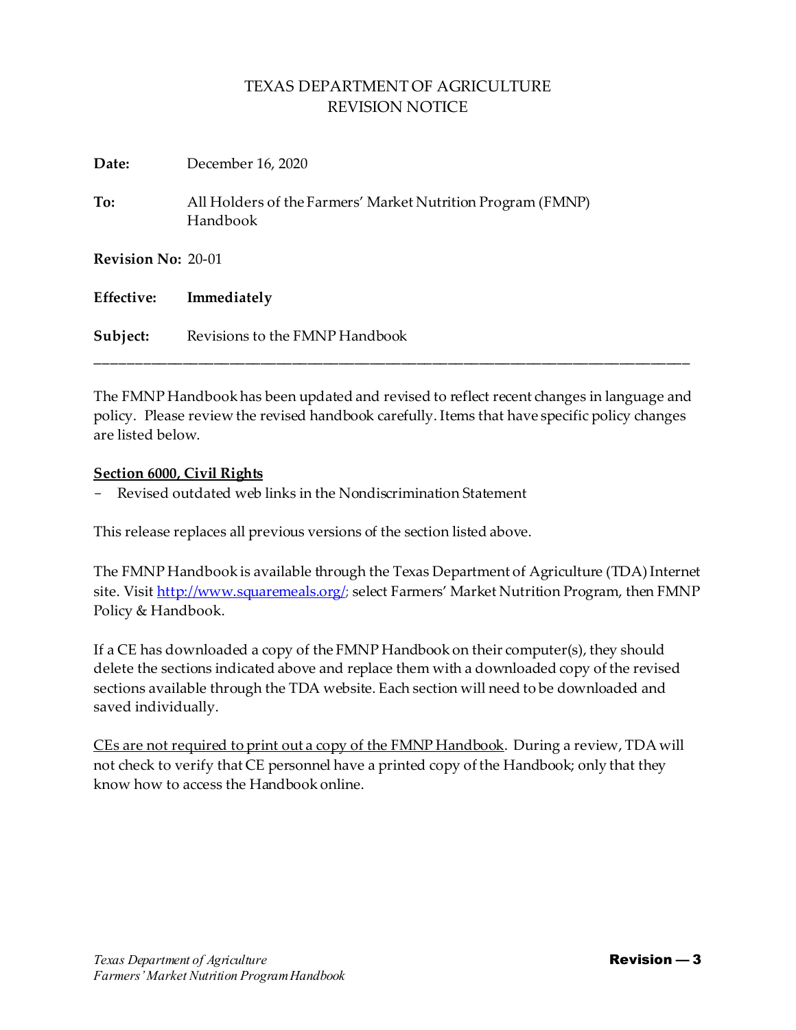# TEXAS DEPARTMENT OF AGRICULTURE
# REVISION NOTICE

**Date:** December 16, 2020

**To:** All Holders of the Farmers' Market Nutrition Program (FMNP) Handbook

**Revision No:** 20-01

**Effective:** **Immediately**

**Subject:** Revisions to the FMNP Handbook

---

The FMNP Handbook has been updated and revised to reflect recent changes in language and policy. Please review the revised handbook carefully. Items that have specific policy changes are listed below.

**Section 6000, Civil Rights**

- Revised outdated web links in the Nondiscrimination Statement

This release replaces all previous versions of the section listed above.

The FMNP Handbook is available through the Texas Department of Agriculture (TDA) Internet site. Visit http://www.squaremeals.org/; select Farmers' Market Nutrition Program, then FMNP Policy & Handbook.

If a CE has downloaded a copy of the FMNP Handbook on their computer(s), they should delete the sections indicated above and replace them with a downloaded copy of the revised sections available through the TDA website. Each section will need to be downloaded and saved individually.

CEs are not required to print out a copy of the FMNP Handbook. During a review, TDA will not check to verify that CE personnel have a printed copy of the Handbook; only that they know how to access the Handbook online.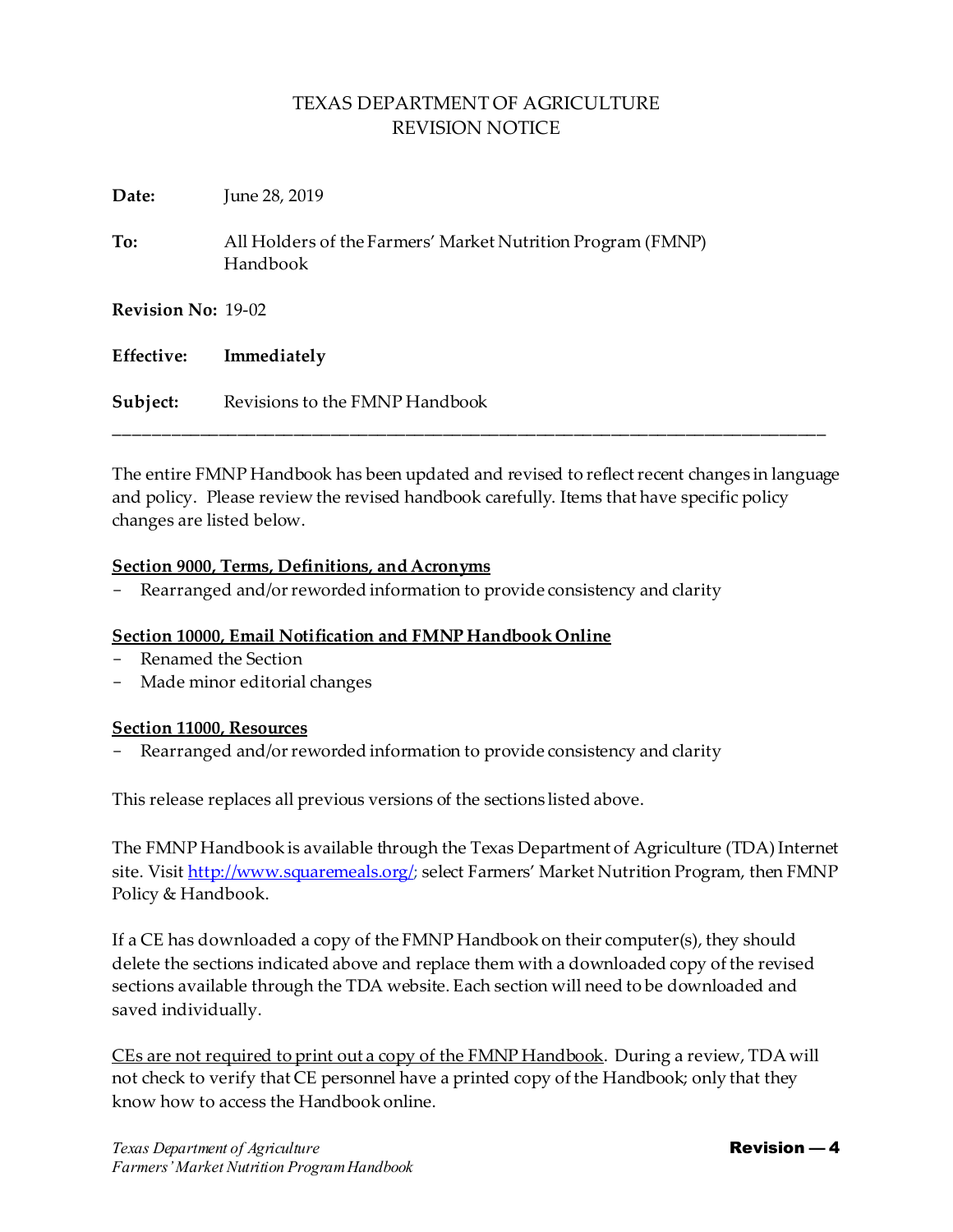# TEXAS DEPARTMENT OF AGRICULTURE
## REVISION NOTICE

**Date:** June 28, 2019

**To:** All Holders of the Farmers' Market Nutrition Program (FMNP) Handbook

**Revision No:** 19-02

**Effective:** **Immediately**

**Subject:** Revisions to the FMNP Handbook

---

The entire FMNP Handbook has been updated and revised to reflect recent changes in language and policy. Please review the revised handbook carefully. Items that have specific policy changes are listed below.

**Section 9000, Terms, Definitions, and Acronyms**

- Rearranged and/or reworded information to provide consistency and clarity

**Section 10000, Email Notification and FMNP Handbook Online**

- Renamed the Section
- Made minor editorial changes

**Section 11000, Resources**

- Rearranged and/or reworded information to provide consistency and clarity

This release replaces all previous versions of the sections listed above.

The FMNP Handbook is available through the Texas Department of Agriculture (TDA) Internet site. Visit http://www.squaremeals.org/; select Farmers' Market Nutrition Program, then FMNP Policy & Handbook.

If a CE has downloaded a copy of the FMNP Handbook on their computer(s), they should delete the sections indicated above and replace them with a downloaded copy of the revised sections available through the TDA website. Each section will need to be downloaded and saved individually.

CEs are not required to print out a copy of the FMNP Handbook. During a review, TDA will not check to verify that CE personnel have a printed copy of the Handbook; only that they know how to access the Handbook online.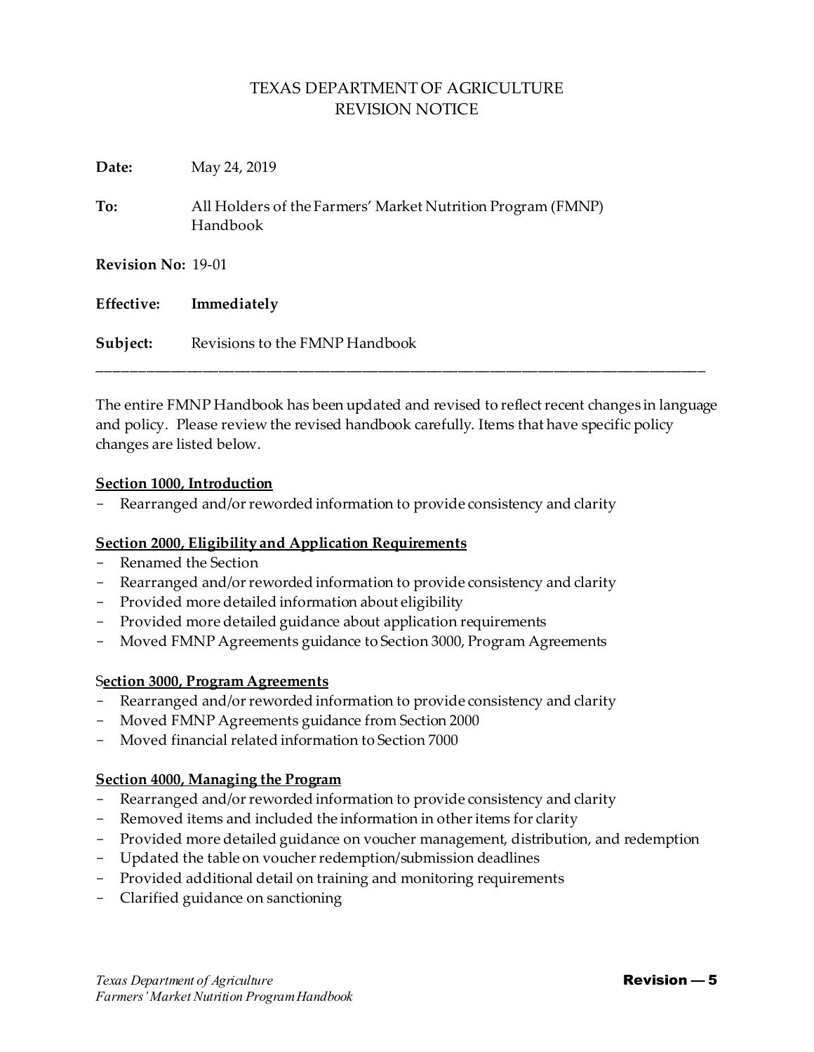TEXAS DEPARTMENT OF AGRICULTURE
REVISION NOTICE

**Date:** May 24, 2019

**To:** All Holders of the Farmers' Market Nutrition Program (FMNP) Handbook

**Revision No:** 19-01

**Effective:** **Immediately**

**Subject:** Revisions to the FMNP Handbook

---

The entire FMNP Handbook has been updated and revised to reflect recent changes in language and policy. Please review the revised handbook carefully. Items that have specific policy changes are listed below.

**Section 1000, Introduction**

- Rearranged and/or reworded information to provide consistency and clarity

**Section 2000, Eligibility and Application Requirements**

- Renamed the Section
- Rearranged and/or reworded information to provide consistency and clarity
- Provided more detailed information about eligibility
- Provided more detailed guidance about application requirements
- Moved FMNP Agreements guidance to Section 3000, Program Agreements

**Section 3000, Program Agreements**

- Rearranged and/or reworded information to provide consistency and clarity
- Moved FMNP Agreements guidance from Section 2000
- Moved financial related information to Section 7000

**Section 4000, Managing the Program**

- Rearranged and/or reworded information to provide consistency and clarity
- Removed items and included the information in other items for clarity
- Provided more detailed guidance on voucher management, distribution, and redemption
- Updated the table on voucher redemption/submission deadlines
- Provided additional detail on training and monitoring requirements
- Clarified guidance on sanctioning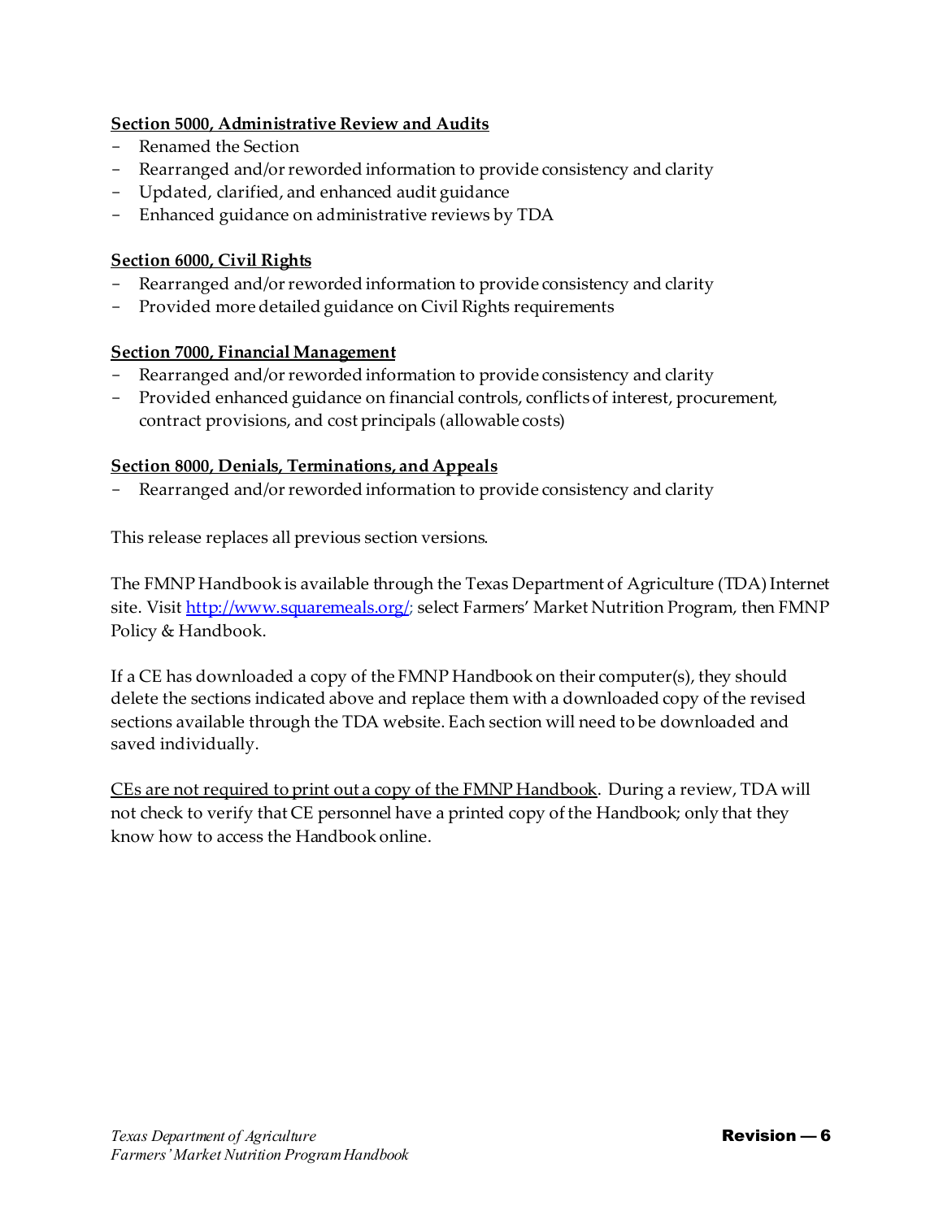**<u>Section 5000, Administrative Review and Audits</u>**

- Renamed the Section
- Rearranged and/or reworded information to provide consistency and clarity
- Updated, clarified, and enhanced audit guidance
- Enhanced guidance on administrative reviews by TDA

**<u>Section 6000, Civil Rights</u>**

- Rearranged and/or reworded information to provide consistency and clarity
- Provided more detailed guidance on Civil Rights requirements

**<u>Section 7000, Financial Management</u>**

- Rearranged and/or reworded information to provide consistency and clarity
- Provided enhanced guidance on financial controls, conflicts of interest, procurement, contract provisions, and cost principals (allowable costs)

**<u>Section 8000, Denials, Terminations, and Appeals</u>**

- Rearranged and/or reworded information to provide consistency and clarity

This release replaces all previous section versions.

The FMNP Handbook is available through the Texas Department of Agriculture (TDA) Internet site. Visit [http://www.squaremeals.org/](http://www.squaremeals.org/); select Farmers' Market Nutrition Program, then FMNP Policy & Handbook.

If a CE has downloaded a copy of the FMNP Handbook on their computer(s), they should delete the sections indicated above and replace them with a downloaded copy of the revised sections available through the TDA website. Each section will need to be downloaded and saved individually.

<u>CEs are not required to print out a copy of the FMNP Handbook</u>. During a review, TDA will not check to verify that CE personnel have a printed copy of the Handbook; only that they know how to access the Handbook online.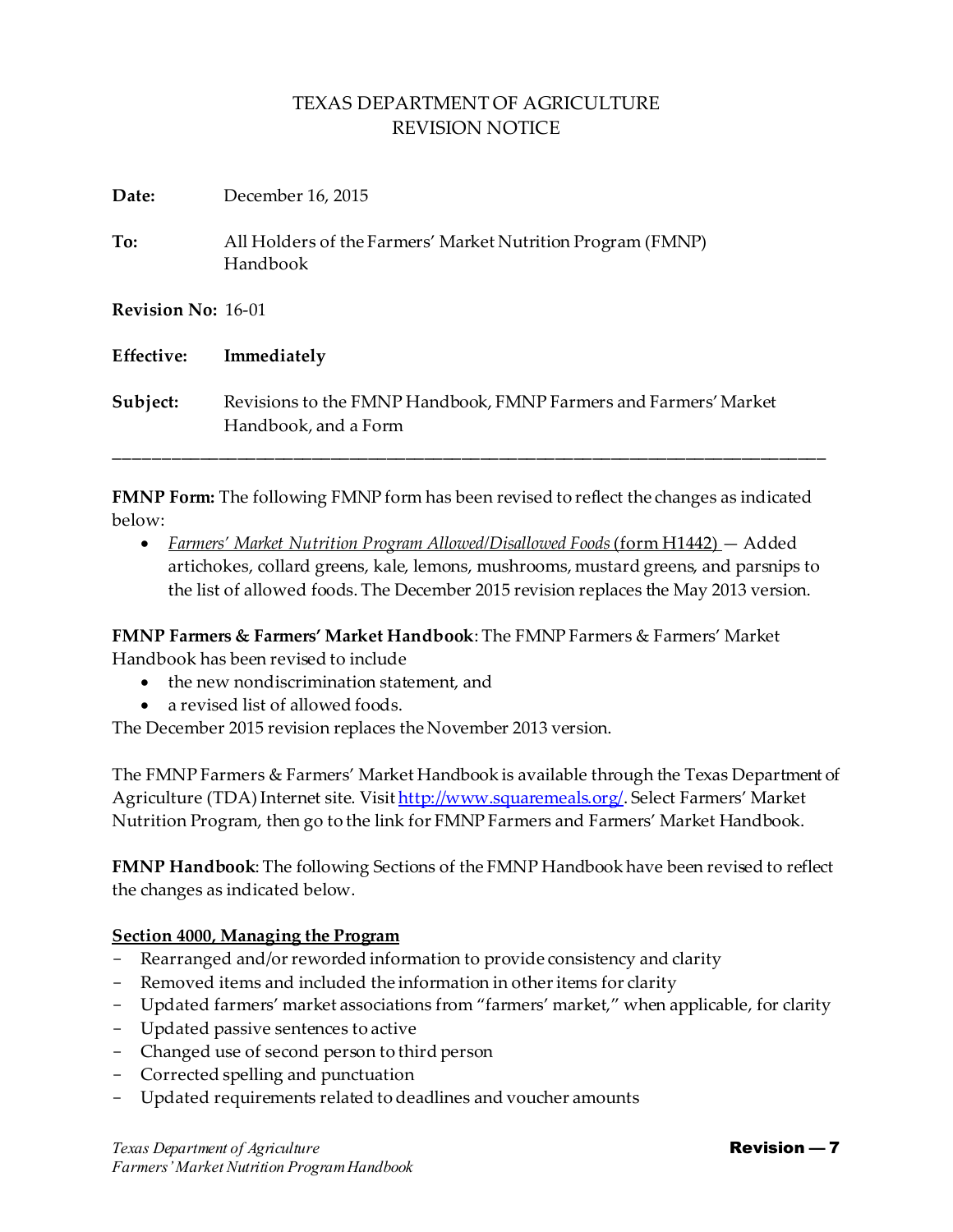# TEXAS DEPARTMENT OF AGRICULTURE
## REVISION NOTICE

**Date:** December 16, 2015

**To:** All Holders of the Farmers' Market Nutrition Program (FMNP) Handbook

**Revision No:** 16-01

**Effective:** **Immediately**

**Subject:** Revisions to the FMNP Handbook, FMNP Farmers and Farmers' Market Handbook, and a Form

---

**FMNP Form:** The following FMNP form has been revised to reflect the changes as indicated below:

- *Farmers' Market Nutrition Program Allowed/Disallowed Foods* (form H1442) — Added artichokes, collard greens, kale, lemons, mushrooms, mustard greens, and parsnips to the list of allowed foods. The December 2015 revision replaces the May 2013 version.

**FMNP Farmers & Farmers' Market Handbook**: The FMNP Farmers & Farmers' Market Handbook has been revised to include

- the new nondiscrimination statement, and
- a revised list of allowed foods.

The December 2015 revision replaces the November 2013 version.

The FMNP Farmers & Farmers' Market Handbook is available through the Texas Department of Agriculture (TDA) Internet site. Visit http://www.squaremeals.org/. Select Farmers' Market Nutrition Program, then go to the link for FMNP Farmers and Farmers' Market Handbook.

**FMNP Handbook**: The following Sections of the FMNP Handbook have been revised to reflect the changes as indicated below.

**Section 4000, Managing the Program**

- Rearranged and/or reworded information to provide consistency and clarity
- Removed items and included the information in other items for clarity
- Updated farmers' market associations from "farmers' market," when applicable, for clarity
- Updated passive sentences to active
- Changed use of second person to third person
- Corrected spelling and punctuation
- Updated requirements related to deadlines and voucher amounts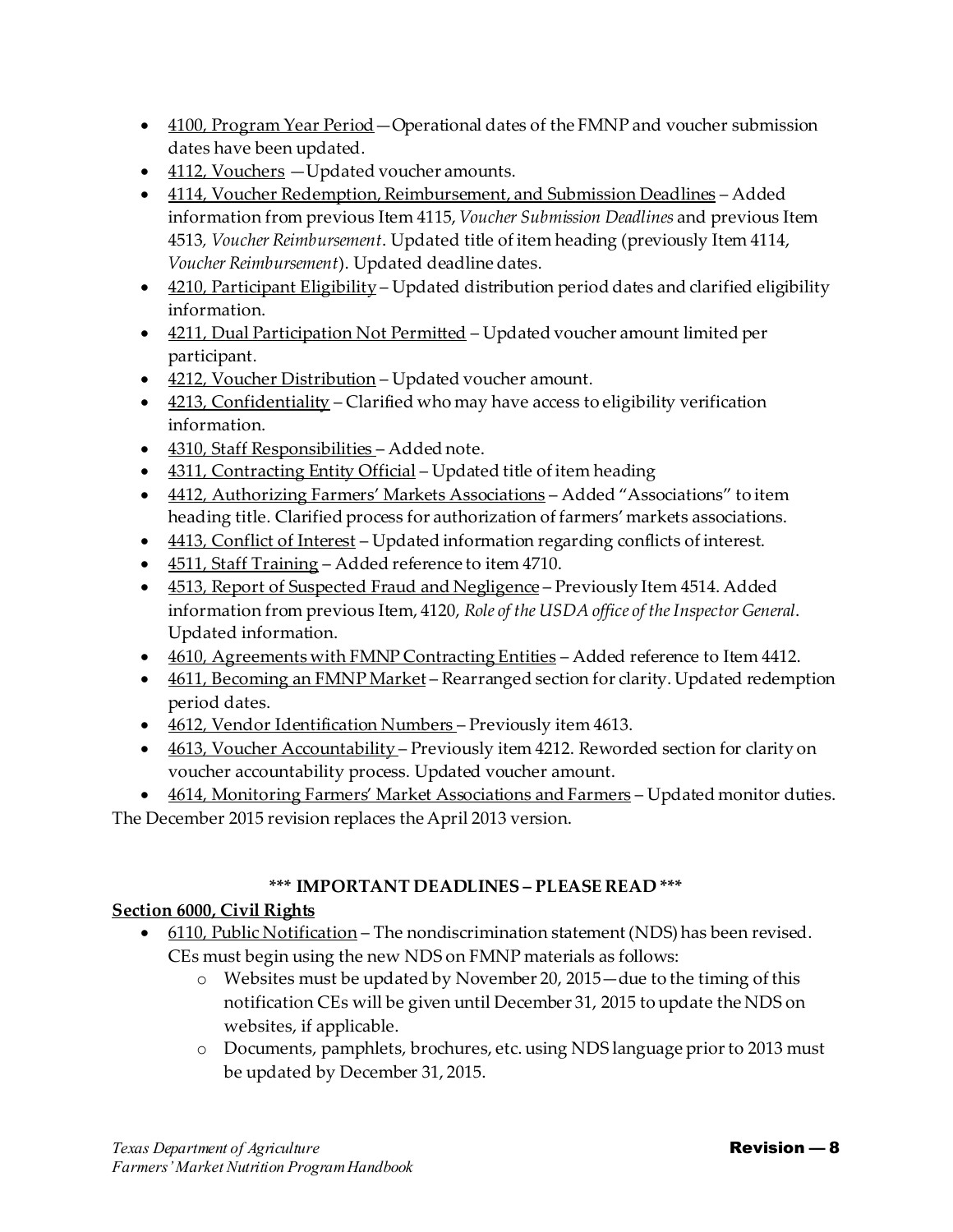- 4100, Program Year Period—Operational dates of the FMNP and voucher submission dates have been updated.
- 4112, Vouchers —Updated voucher amounts.
- 4114, Voucher Redemption, Reimbursement, and Submission Deadlines – Added information from previous Item 4115, *Voucher Submission Deadlines* and previous Item 4513, *Voucher Reimbursement*. Updated title of item heading (previously Item 4114, *Voucher Reimbursement*). Updated deadline dates.
- 4210, Participant Eligibility – Updated distribution period dates and clarified eligibility information.
- 4211, Dual Participation Not Permitted – Updated voucher amount limited per participant.
- 4212, Voucher Distribution – Updated voucher amount.
- 4213, Confidentiality – Clarified who may have access to eligibility verification information.
- 4310, Staff Responsibilities – Added note.
- 4311, Contracting Entity Official – Updated title of item heading
- 4412, Authorizing Farmers' Markets Associations – Added "Associations" to item heading title. Clarified process for authorization of farmers' markets associations.
- 4413, Conflict of Interest – Updated information regarding conflicts of interest.
- 4511, Staff Training – Added reference to item 4710.
- 4513, Report of Suspected Fraud and Negligence – Previously Item 4514. Added information from previous Item, 4120, *Role of the USDA office of the Inspector General*. Updated information.
- 4610, Agreements with FMNP Contracting Entities – Added reference to Item 4412.
- 4611, Becoming an FMNP Market – Rearranged section for clarity. Updated redemption period dates.
- 4612, Vendor Identification Numbers – Previously item 4613.
- 4613, Voucher Accountability – Previously item 4212. Reworded section for clarity on voucher accountability process. Updated voucher amount.
- 4614, Monitoring Farmers' Market Associations and Farmers – Updated monitor duties.

The December 2015 revision replaces the April 2013 version.

**\*\*\* IMPORTANT DEADLINES – PLEASE READ \*\*\***

**Section 6000, Civil Rights**

- 6110, Public Notification – The nondiscrimination statement (NDS) has been revised. CEs must begin using the new NDS on FMNP materials as follows:
  - Websites must be updated by November 20, 2015—due to the timing of this notification CEs will be given until December 31, 2015 to update the NDS on websites, if applicable.
  - Documents, pamphlets, brochures, etc. using NDS language prior to 2013 must be updated by December 31, 2015.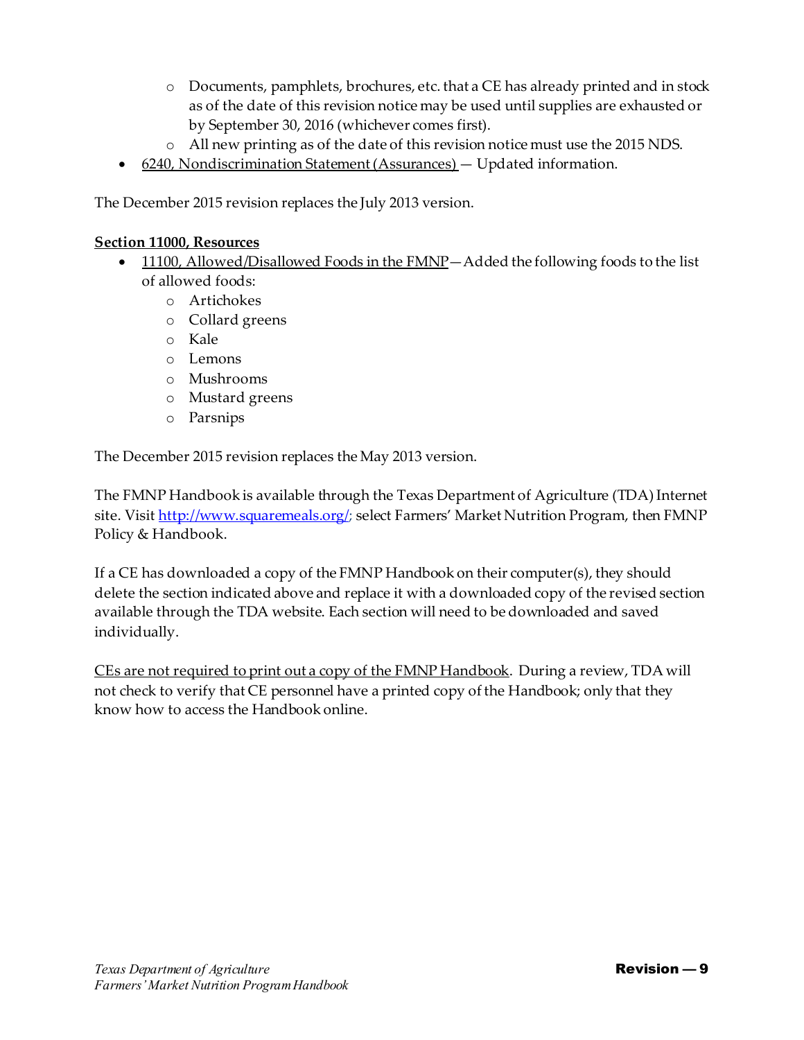- Documents, pamphlets, brochures, etc. that a CE has already printed and in stock as of the date of this revision notice may be used until supplies are exhausted or by September 30, 2016 (whichever comes first).
  - All new printing as of the date of this revision notice must use the 2015 NDS.
- 6240, Nondiscrimination Statement (Assurances) — Updated information.

The December 2015 revision replaces the July 2013 version.

**Section 11000, Resources**

- 11100, Allowed/Disallowed Foods in the FMNP—Added the following foods to the list of allowed foods:
  - Artichokes
  - Collard greens
  - Kale
  - Lemons
  - Mushrooms
  - Mustard greens
  - Parsnips

The December 2015 revision replaces the May 2013 version.

The FMNP Handbook is available through the Texas Department of Agriculture (TDA) Internet site. Visit http://www.squaremeals.org/; select Farmers' Market Nutrition Program, then FMNP Policy & Handbook.

If a CE has downloaded a copy of the FMNP Handbook on their computer(s), they should delete the section indicated above and replace it with a downloaded copy of the revised section available through the TDA website. Each section will need to be downloaded and saved individually.

CEs are not required to print out a copy of the FMNP Handbook. During a review, TDA will not check to verify that CE personnel have a printed copy of the Handbook; only that they know how to access the Handbook online.